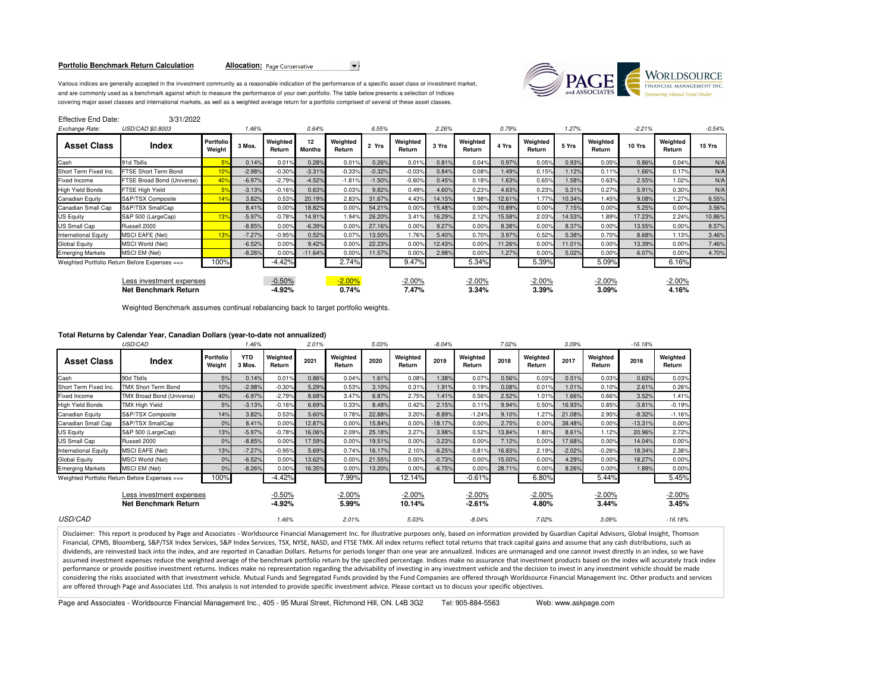**Portfolio Benchmark Return Calculation** **Allocation:** Page Conservative

Various indices are generally accepted in the investment community as a reasonable indication of the performance of a specific asset class or investment market, and are commonly used as a benchmark against which to measure the performance of your own portfolio. The table below presents a selection of indices covering major asset classes and international markets, as well as a weighted average return for a portfolio comprised of several of these asset classes.

Effective End Date: 3/31/2022

| *Exchange Rate:* | *USD/CAD $0.8003* | | *1.46%* | | *0.64%* | | *6.55%* | | *2.26%* | | *0.79%* | | *1.27%* | | *-2.21%* | | *-0.54%* |
|---|---|---|---|---|---|---|---|---|---|---|---|---|---|---|---|---|---|
| **Asset Class** | **Index** | **Portfolio Weight** | **3 Mos.** | **Weighted Return** | **12 Months** | **Weighted Return** | **2 Yrs** | **Weighted Return** | **3 Yrs** | **Weighted Return** | **4 Yrs** | **Weighted Return** | **5 Yrs** | **Weighted Return** | **10 Yrs** | **Weighted Return** | **15 Yrs** |
| Cash | 91d Tbills | 5% | 0.14% | 0.01% | 0.28% | 0.01% | 0.26% | 0.01% | 0.81% | 0.04% | 0.97% | 0.05% | 0.93% | 0.05% | 0.86% | 0.04% | N/A |
| Short Term Fixed Inc. | FTSE Short Term Bond | 10% | -2.98% | -0.30% | -3.31% | -0.33% | -0.32% | -0.03% | 0.84% | 0.08% | 1.49% | 0.15% | 1.12% | 0.11% | 1.66% | 0.17% | N/A |
| Fixed Income | FTSE Broad Bond (Universe) | 40% | -6.97% | -2.79% | -4.52% | -1.81% | -1.50% | -0.60% | 0.45% | 0.18% | 1.63% | 0.65% | 1.58% | 0.63% | 2.55% | 1.02% | N/A |
| High Yield Bonds | FTSE High Yield | 5% | -3.13% | -0.16% | 0.63% | 0.03% | 9.82% | 0.49% | 4.60% | 0.23% | 4.63% | 0.23% | 5.31% | 0.27% | 5.91% | 0.30% | N/A |
| Canadian Equity | S&P/TSX Composite | 14% | 3.82% | 0.53% | 20.19% | 2.83% | 31.67% | 4.43% | 14.15% | 1.98% | 12.61% | 1.77% | 10.34% | 1.45% | 9.08% | 1.27% | 6.55% |
| Canadian Small Cap | S&P/TSX SmallCap | | 8.41% | 0.00% | 18.82% | 0.00% | 54.21% | 0.00% | 15.48% | 0.00% | 10.89% | 0.00% | 7.15% | 0.00% | 5.25% | 0.00% | 3.56% |
| US Equity | S&P 500 (LargeCap) | 13% | -5.97% | -0.78% | 14.91% | 1.94% | 26.20% | 3.41% | 16.29% | 2.12% | 15.58% | 2.03% | 14.53% | 1.89% | 17.23% | 2.24% | 10.86% |
| US Small Cap | Russell 2000 | | -8.85% | 0.00% | -6.39% | 0.00% | 27.16% | 0.00% | 9.27% | 0.00% | 8.38% | 0.00% | 8.37% | 0.00% | 13.55% | 0.00% | 8.57% |
| International Equity | MSCI EAFE (Net) | 13% | -7.27% | -0.95% | 0.52% | 0.07% | 13.50% | 1.76% | 5.40% | 0.70% | 3.97% | 0.52% | 5.38% | 0.70% | 8.68% | 1.13% | 3.46% |
| Global Equity | MSCI World (Net) | | -6.52% | 0.00% | 9.42% | 0.00% | 22.23% | 0.00% | 12.43% | 0.00% | 11.26% | 0.00% | 11.01% | 0.00% | 13.39% | 0.00% | 7.46% |
| Emerging Markets | MSCI EM (Net) | | -8.26% | 0.00% | -11.64% | 0.00% | 11.57% | 0.00% | 2.98% | 0.00% | 1.27% | 0.00% | 5.02% | 0.00% | 6.07% | 0.00% | 4.70% |
| Weighted Portfolio Return Before Expenses ==> | | 100% | | -4.42% | | 2.74% | | 9.47% | | 5.34% | | 5.39% | | 5.09% | | 6.16% | |
| | Less investment expenses | | | -0.50% | | -2.00% | | -2.00% | | -2.00% | | -2.00% | | -2.00% | | -2.00% | |
| | **Net Benchmark Return** | | | **-4.92%** | | **0.74%** | | **7.47%** | | **3.34%** | | **3.39%** | | **3.09%** | | **4.16%** | |

Weighted Benchmark assumes continual rebalancing back to target portfolio weights.

**Total Returns by Calendar Year, Canadian Dollars (year-to-date not annualized)**

| | *USD/CAD* | | *1.46%* | | *2.01%* | | *5.03%* | | *-8.04%* | | *7.02%* | | *3.09%* | | *-16.18%* | |
|---|---|---|---|---|---|---|---|---|---|---|---|---|---|---|---|---|
| **Asset Class** | **Index** | **Portfolio Weight** | **YTD 3 Mos.** | **Weighted Return** | **2021** | **Weighted Return** | **2020** | **Weighted Return** | **2019** | **Weighted Return** | **2018** | **Weighted Return** | **2017** | **Weighted Return** | **2016** | **Weighted Return** |
| Cash | 90d Tbills | 5% | 0.14% | 0.01% | 0.86% | 0.04% | 1.61% | 0.08% | 1.38% | 0.07% | 0.56% | 0.03% | 0.51% | 0.03% | 0.63% | 0.03% |
| Short Term Fixed Inc. | TMX Short Term Bond | 10% | -2.98% | -0.30% | 5.29% | 0.53% | 3.10% | 0.31% | 1.91% | 0.19% | 0.08% | 0.01% | 1.01% | 0.10% | 2.61% | 0.26% |
| Fixed Income | TMX Broad Bond (Universe) | 40% | -6.97% | -2.79% | 8.68% | 3.47% | 6.87% | 2.75% | 1.41% | 0.56% | 2.52% | 1.01% | 1.66% | 0.66% | 3.52% | 1.41% |
| High Yield Bonds | TMX High Yield | 5% | -3.13% | -0.16% | 6.69% | 0.33% | 8.48% | 0.42% | 2.15% | 0.11% | 9.94% | 0.50% | 16.93% | 0.85% | -3.81% | -0.19% |
| Canadian Equity | S&P/TSX Composite | 14% | 3.82% | 0.53% | 5.60% | 0.78% | 22.88% | 3.20% | -8.89% | -1.24% | 9.10% | 1.27% | 21.08% | 2.95% | -8.32% | -1.16% |
| Canadian Small Cap | S&P/TSX SmallCap | 0% | 8.41% | 0.00% | 12.87% | 0.00% | 15.84% | 0.00% | -18.17% | 0.00% | 2.75% | 0.00% | 38.48% | 0.00% | -13.31% | 0.00% |
| US Equity | S&P 500 (LargeCap) | 13% | -5.97% | -0.78% | 16.06% | 2.09% | 25.18% | 3.27% | 3.98% | 0.52% | 13.84% | 1.80% | 8.61% | 1.12% | 20.96% | 2.72% |
| US Small Cap | Russell 2000 | 0% | -8.85% | 0.00% | 17.59% | 0.00% | 19.51% | 0.00% | -3.23% | 0.00% | 7.12% | 0.00% | 17.68% | 0.00% | 14.04% | 0.00% |
| International Equity | MSCI EAFE (Net) | 13% | -7.27% | -0.95% | 5.69% | 0.74% | 16.17% | 2.10% | -6.25% | -0.81% | 16.83% | 2.19% | -2.02% | -0.26% | 18.34% | 2.38% |
| Global Equity | MSCI World (Net) | 0% | -6.52% | 0.00% | 13.62% | 0.00% | 21.55% | 0.00% | -0.73% | 0.00% | 15.00% | 0.00% | 4.29% | 0.00% | 18.27% | 0.00% |
| Emerging Markets | MSCI EM (Net) | 0% | -8.26% | 0.00% | 16.35% | 0.00% | 13.20% | 0.00% | -6.75% | 0.00% | 28.71% | 0.00% | 8.26% | 0.00% | 1.89% | 0.00% |
| Weighted Portfolio Return Before Expenses ==> | | 100% | | -4.42% | | 7.99% | | 12.14% | | -0.61% | | 6.80% | | 5.44% | | 5.45% |
| | Less investment expenses | | | -0.50% | | -2.00% | | -2.00% | | -2.00% | | -2.00% | | -2.00% | | -2.00% |
| | **Net Benchmark Return** | | | **-4.92%** | | **5.99%** | | **10.14%** | | **-2.61%** | | **4.80%** | | **3.44%** | | **3.45%** |
| *USD/CAD* | | | | *1.46%* | | *2.01%* | | *5.03%* | | *-8.04%* | | *7.02%* | | *3.09%* | | *-16.18%* |

Disclaimer: This report is produced by Page and Associates - Worldsource Financial Management Inc. for illustrative purposes only, based on information provided by Guardian Capital Advisors, Global Insight, Thomson Financial, CPMS, Bloomberg, S&P/TSX Index Services, S&P Index Services, TSX, NYSE, NASD, and FTSE TMX. All index returns reflect total returns that track capital gains and assume that any cash distributions, such as dividends, are reinvested back into the index, and are reported in Canadian Dollars. Returns for periods longer than one year are annualized. Indices are unmanaged and one cannot invest directly in an index, so we have assumed investment expenses reduce the weighted average of the benchmark portfolio return by the specified percentage. Indices make no assurance that investment products based on the index will accurately track index performance or provide positive investment returns. Indices make no representation regarding the advisability of investing in any investment vehicle and the decision to invest in any investment vehicle should be made considering the risks associated with that investment vehicle. Mutual Funds and Segregated Funds provided by the Fund Companies are offered through Worldsource Financial Management Inc. Other products and services are offered through Page and Associates Ltd. This analysis is not intended to provide specific investment advice. Please contact us to discuss your specific objectives.

Page and Associates - Worldsource Financial Management Inc., 405 - 95 Mural Street, Richmond Hill, ON. L4B 3G2 Tel: 905-884-5563 Web: www.askpage.com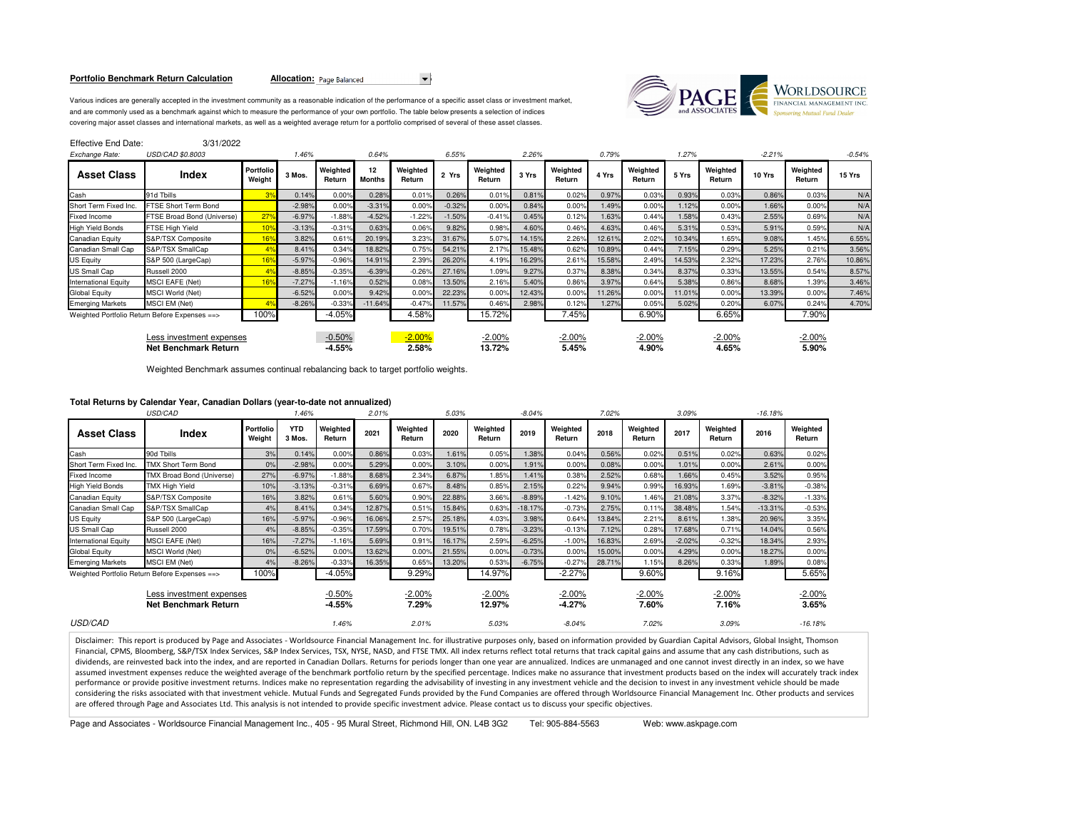**Portfolio Benchmark Return Calculation** **Allocation:** Page Balanced

Various indices are generally accepted in the investment community as a reasonable indication of the performance of a specific asset class or investment market, and are commonly used as a benchmark against which to measure the performance of your own portfolio. The table below presents a selection of indices covering major asset classes and international markets, as well as a weighted average return for a portfolio comprised of several of these asset classes.

Effective End Date: 3/31/2022

| *Exchange Rate:* | *USD/CAD $0.8003* | | *1.46%* | | *0.64%* | | *6.55%* | | *2.26%* | | *0.79%* | | *1.27%* | | *-2.21%* | | *-0.54%* |
|---|---|---|---|---|---|---|---|---|---|---|---|---|---|---|---|---|---|
| **Asset Class** | **Index** | **Portfolio Weight** | **3 Mos.** | **Weighted Return** | **12 Months** | **Weighted Return** | **2 Yrs** | **Weighted Return** | **3 Yrs** | **Weighted Return** | **4 Yrs** | **Weighted Return** | **5 Yrs** | **Weighted Return** | **10 Yrs** | **Weighted Return** | **15 Yrs** |
| Cash | 91d Tbills | 3% | 0.14% | 0.00% | 0.28% | 0.01% | 0.26% | 0.01% | 0.81% | 0.02% | 0.97% | 0.03% | 0.93% | 0.03% | 0.86% | 0.03% | N/A |
| Short Term Fixed Inc. | FTSE Short Term Bond | | -2.98% | 0.00% | -3.31% | 0.00% | -0.32% | 0.00% | 0.84% | 0.00% | 1.49% | 0.00% | 1.12% | 0.00% | 1.66% | 0.00% | N/A |
| Fixed Income | FTSE Broad Bond (Universe) | 27% | -6.97% | -1.88% | -4.52% | -1.22% | -1.50% | -0.41% | 0.45% | 0.12% | 1.63% | 0.44% | 1.58% | 0.43% | 2.55% | 0.69% | N/A |
| High Yield Bonds | FTSE High Yield | 10% | -3.13% | -0.31% | 0.63% | 0.06% | 9.82% | 0.98% | 4.60% | 0.46% | 4.63% | 0.46% | 5.31% | 0.53% | 5.91% | 0.59% | N/A |
| Canadian Equity | S&P/TSX Composite | 16% | 3.82% | 0.61% | 20.19% | 3.23% | 31.67% | 5.07% | 14.15% | 2.26% | 12.61% | 2.02% | 10.34% | 1.65% | 9.08% | 1.45% | 6.55% |
| Canadian Small Cap | S&P/TSX SmallCap | 4% | 8.41% | 0.34% | 18.82% | 0.75% | 54.21% | 2.17% | 15.48% | 0.62% | 10.89% | 0.44% | 7.15% | 0.29% | 5.25% | 0.21% | 3.56% |
| US Equity | S&P 500 (LargeCap) | 16% | -5.97% | -0.96% | 14.91% | 2.39% | 26.20% | 4.19% | 16.29% | 2.61% | 15.58% | 2.49% | 14.53% | 2.32% | 17.23% | 2.76% | 10.86% |
| US Small Cap | Russell 2000 | 4% | -8.85% | -0.35% | -6.39% | -0.26% | 27.16% | 1.09% | 9.27% | 0.37% | 8.38% | 0.34% | 8.37% | 0.33% | 13.55% | 0.54% | 8.57% |
| International Equity | MSCI EAFE (Net) | 16% | -7.27% | -1.16% | 0.52% | 0.08% | 13.50% | 2.16% | 5.40% | 0.86% | 3.97% | 0.64% | 5.38% | 0.86% | 8.68% | 1.39% | 3.46% |
| Global Equity | MSCI World (Net) | | -6.52% | 0.00% | 9.42% | 0.00% | 22.23% | 0.00% | 12.43% | 0.00% | 11.26% | 0.00% | 11.01% | 0.00% | 13.39% | 0.00% | 7.46% |
| Emerging Markets | MSCI EM (Net) | 4% | -8.26% | -0.33% | -11.64% | -0.47% | 11.57% | 0.46% | 2.98% | 0.12% | 1.27% | 0.05% | 5.02% | 0.20% | 6.07% | 0.24% | 4.70% |
| Weighted Portfolio Return Before Expenses ==> | | 100% | | -4.05% | | 4.58% | | 15.72% | | 7.45% | | 6.90% | | 6.65% | | 7.90% | |
| | Less investment expenses | | | -0.50% | | -2.00% | | -2.00% | | -2.00% | | -2.00% | | -2.00% | | -2.00% | |
| | **Net Benchmark Return** | | | **-4.55%** | | **2.58%** | | **13.72%** | | **5.45%** | | **4.90%** | | **4.65%** | | **5.90%** | |

Weighted Benchmark assumes continual rebalancing back to target portfolio weights.

**Total Returns by Calendar Year, Canadian Dollars (year-to-date not annualized)**

| *USD/CAD* | | | *1.46%* | | *2.01%* | | *5.03%* | | *-8.04%* | | *7.02%* | | *3.09%* | | *-16.18%* | |
|---|---|---|---|---|---|---|---|---|---|---|---|---|---|---|---|---|
| **Asset Class** | **Index** | **Portfolio Weight** | **YTD 3 Mos.** | **Weighted Return** | **2021** | **Weighted Return** | **2020** | **Weighted Return** | **2019** | **Weighted Return** | **2018** | **Weighted Return** | **2017** | **Weighted Return** | **2016** | **Weighted Return** |
| Cash | 90d Tbills | 3% | 0.14% | 0.00% | 0.86% | 0.03% | 1.61% | 0.05% | 1.38% | 0.04% | 0.56% | 0.02% | 0.51% | 0.02% | 0.63% | 0.02% |
| Short Term Fixed Inc. | TMX Short Term Bond | 0% | -2.98% | 0.00% | 5.29% | 0.00% | 3.10% | 0.00% | 1.91% | 0.00% | 0.08% | 0.00% | 1.01% | 0.00% | 2.61% | 0.00% |
| Fixed Income | TMX Broad Bond (Universe) | 27% | -6.97% | -1.88% | 8.68% | 2.34% | 6.87% | 1.85% | 1.41% | 0.38% | 2.52% | 0.68% | 1.66% | 0.45% | 3.52% | 0.95% |
| High Yield Bonds | TMX High Yield | 10% | -3.13% | -0.31% | 6.69% | 0.67% | 8.48% | 0.85% | 2.15% | 0.22% | 9.94% | 0.99% | 16.93% | 1.69% | -3.81% | -0.38% |
| Canadian Equity | S&P/TSX Composite | 16% | 3.82% | 0.61% | 5.60% | 0.90% | 22.88% | 3.66% | -8.89% | -1.42% | 9.10% | 1.46% | 21.08% | 3.37% | -8.32% | -1.33% |
| Canadian Small Cap | S&P/TSX SmallCap | 4% | 8.41% | 0.34% | 12.87% | 0.51% | 15.84% | 0.63% | -18.17% | -0.73% | 2.75% | 0.11% | 38.48% | 1.54% | -13.31% | -0.53% |
| US Equity | S&P 500 (LargeCap) | 16% | -5.97% | -0.96% | 16.06% | 2.57% | 25.18% | 4.03% | 3.98% | 0.64% | 13.84% | 2.21% | 8.61% | 1.38% | 20.96% | 3.35% |
| US Small Cap | Russell 2000 | 4% | -8.85% | -0.35% | 17.59% | 0.70% | 19.51% | 0.78% | -3.23% | -0.13% | 7.12% | 0.28% | 17.68% | 0.71% | 14.04% | 0.56% |
| International Equity | MSCI EAFE (Net) | 16% | -7.27% | -1.16% | 5.69% | 0.91% | 16.17% | 2.59% | -6.25% | -1.00% | 16.83% | 2.69% | -2.02% | -0.32% | 18.34% | 2.93% |
| Global Equity | MSCI World (Net) | 0% | -6.52% | 0.00% | 13.62% | 0.00% | 21.55% | 0.00% | -0.73% | 0.00% | 15.00% | 0.00% | 4.29% | 0.00% | 18.27% | 0.00% |
| Emerging Markets | MSCI EM (Net) | 4% | -8.26% | -0.33% | 16.35% | 0.65% | 13.20% | 0.53% | -6.75% | -0.27% | 28.71% | 1.15% | 8.26% | 0.33% | 1.89% | 0.08% |
| Weighted Portfolio Return Before Expenses ==> | | 100% | | -4.05% | | 9.29% | | 14.97% | | -2.27% | | 9.60% | | 9.16% | | 5.65% |
| | Less investment expenses | | | -0.50% | | -2.00% | | -2.00% | | -2.00% | | -2.00% | | -2.00% | | -2.00% |
| | **Net Benchmark Return** | | | **-4.55%** | | **7.29%** | | **12.97%** | | **-4.27%** | | **7.60%** | | **7.16%** | | **3.65%** |
| *USD/CAD* | | | | *1.46%* | | *2.01%* | | *5.03%* | | *-8.04%* | | *7.02%* | | *3.09%* | | *-16.18%* |

Disclaimer: This report is produced by Page and Associates - Worldsource Financial Management Inc. for illustrative purposes only, based on information provided by Guardian Capital Advisors, Global Insight, Thomson Financial, CPMS, Bloomberg, S&P/TSX Index Services, S&P Index Services, TSX, NYSE, NASD, and FTSE TMX. All index returns reflect total returns that track capital gains and assume that any cash distributions, such as dividends, are reinvested back into the index, and are reported in Canadian Dollars. Returns for periods longer than one year are annualized. Indices are unmanaged and one cannot invest directly in an index, so we have assumed investment expenses reduce the weighted average of the benchmark portfolio return by the specified percentage. Indices make no assurance that investment products based on the index will accurately track index performance or provide positive investment returns. Indices make no representation regarding the advisability of investing in any investment vehicle and the decision to invest in any investment vehicle should be made considering the risks associated with that investment vehicle. Mutual Funds and Segregated Funds provided by the Fund Companies are offered through Worldsource Financial Management Inc. Other products and services are offered through Page and Associates Ltd. This analysis is not intended to provide specific investment advice. Please contact us to discuss your specific objectives.

Page and Associates - Worldsource Financial Management Inc., 405 - 95 Mural Street, Richmond Hill, ON. L4B 3G2 Tel: 905-884-5563 Web: www.askpage.com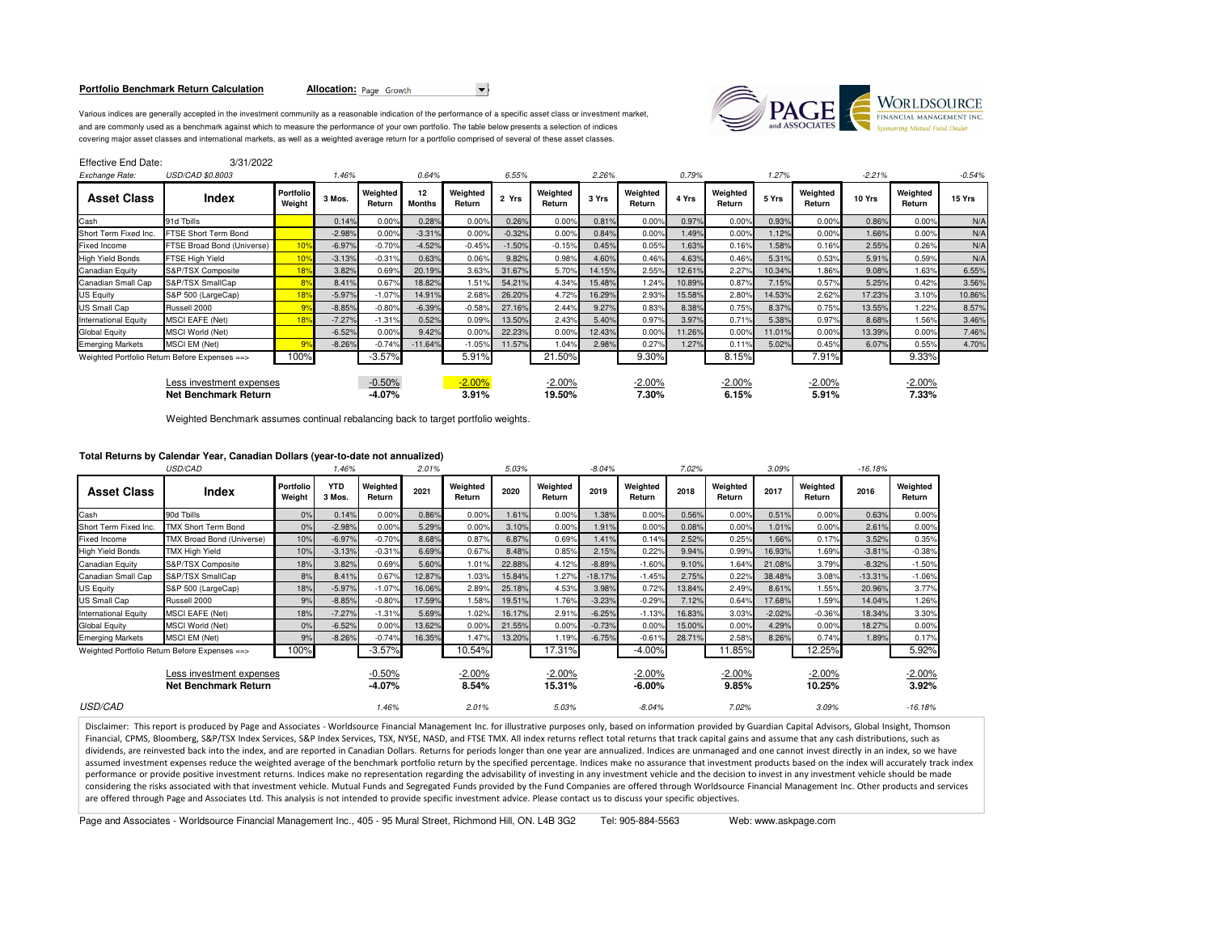**Portfolio Benchmark Return Calculation** **Allocation:** Page Growth

Various indices are generally accepted in the investment community as a reasonable indication of the performance of a specific asset class or investment market, and are commonly used as a benchmark against which to measure the performance of your own portfolio. The table below presents a selection of indices covering major asset classes and international markets, as well as a weighted average return for a portfolio comprised of several of these asset classes.

Effective End Date: 3/31/2022

| *Exchange Rate:* | *USD/CAD $0.8003* | | *1.46%* | | *0.64%* | | *6.55%* | | *2.26%* | | *0.79%* | | *1.27%* | | *-2.21%* | | *-0.54%* |
|---|---|---|---|---|---|---|---|---|---|---|---|---|---|---|---|---|---|
| **Asset Class** | **Index** | **Portfolio Weight** | **3 Mos.** | **Weighted Return** | **12 Months** | **Weighted Return** | **2 Yrs** | **Weighted Return** | **3 Yrs** | **Weighted Return** | **4 Yrs** | **Weighted Return** | **5 Yrs** | **Weighted Return** | **10 Yrs** | **Weighted Return** | **15 Yrs** |
| Cash | 91d Tbills | | 0.14% | 0.00% | 0.28% | 0.00% | 0.26% | 0.00% | 0.81% | 0.00% | 0.97% | 0.00% | 0.93% | 0.00% | 0.86% | 0.00% | N/A |
| Short Term Fixed Inc. | FTSE Short Term Bond | | -2.98% | 0.00% | -3.31% | 0.00% | -0.32% | 0.00% | 0.84% | 0.00% | 1.49% | 0.00% | 1.12% | 0.00% | 1.66% | 0.00% | N/A |
| Fixed Income | FTSE Broad Bond (Universe) | 10% | -6.97% | -0.70% | -4.52% | -0.45% | -1.50% | -0.15% | 0.45% | 0.05% | 1.63% | 0.16% | 1.58% | 0.16% | 2.55% | 0.26% | N/A |
| High Yield Bonds | FTSE High Yield | 10% | -3.13% | -0.31% | 0.63% | 0.06% | 9.82% | 0.98% | 4.60% | 0.46% | 4.63% | 0.46% | 5.31% | 0.53% | 5.91% | 0.59% | N/A |
| Canadian Equity | S&P/TSX Composite | 18% | 3.82% | 0.69% | 20.19% | 3.63% | 31.67% | 5.70% | 14.15% | 2.55% | 12.61% | 2.27% | 10.34% | 1.86% | 9.08% | 1.63% | 6.55% |
| Canadian Small Cap | S&P/TSX SmallCap | 8% | 8.41% | 0.67% | 18.82% | 1.51% | 54.21% | 4.34% | 15.48% | 1.24% | 10.89% | 0.87% | 7.15% | 0.57% | 5.25% | 0.42% | 3.56% |
| US Equity | S&P 500 (LargeCap) | 18% | -5.97% | -1.07% | 14.91% | 2.68% | 26.20% | 4.72% | 16.29% | 2.93% | 15.58% | 2.80% | 14.53% | 2.62% | 17.23% | 3.10% | 10.86% |
| US Small Cap | Russell 2000 | 9% | -8.85% | -0.80% | -6.39% | -0.58% | 27.16% | 2.44% | 9.27% | 0.83% | 8.38% | 0.75% | 8.37% | 0.75% | 13.55% | 1.22% | 8.57% |
| International Equity | MSCI EAFE (Net) | 18% | -7.27% | -1.31% | 0.52% | 0.09% | 13.50% | 2.43% | 5.40% | 0.97% | 3.97% | 0.71% | 5.38% | 0.97% | 8.68% | 1.56% | 3.46% |
| Global Equity | MSCI World (Net) | | -6.52% | 0.00% | 9.42% | 0.00% | 22.23% | 0.00% | 12.43% | 0.00% | 11.26% | 0.00% | 11.01% | 0.00% | 13.39% | 0.00% | 7.46% |
| Emerging Markets | MSCI EM (Net) | 9% | -8.26% | -0.74% | -11.64% | -1.05% | 11.57% | 1.04% | 2.98% | 0.27% | 1.27% | 0.11% | 5.02% | 0.45% | 6.07% | 0.55% | 4.70% |
| Weighted Portfolio Return Before Expenses ==> | | 100% | | -3.57% | | 5.91% | | 21.50% | | 9.30% | | 8.15% | | 7.91% | | 9.33% | |
| | Less investment expenses | | | -0.50% | | -2.00% | | -2.00% | | -2.00% | | -2.00% | | -2.00% | | -2.00% | |
| | **Net Benchmark Return** | | | **-4.07%** | | **3.91%** | | **19.50%** | | **7.30%** | | **6.15%** | | **5.91%** | | **7.33%** | |

Weighted Benchmark assumes continual rebalancing back to target portfolio weights.

**Total Returns by Calendar Year, Canadian Dollars (year-to-date not annualized)**

| *USD/CAD* | | | *1.46%* | | *2.01%* | | *5.03%* | | *-8.04%* | | *7.02%* | | *3.09%* | | *-16.18%* | |
|---|---|---|---|---|---|---|---|---|---|---|---|---|---|---|---|---|
| **Asset Class** | **Index** | **Portfolio Weight** | **YTD 3 Mos.** | **Weighted Return** | **2021** | **Weighted Return** | **2020** | **Weighted Return** | **2019** | **Weighted Return** | **2018** | **Weighted Return** | **2017** | **Weighted Return** | **2016** | **Weighted Return** |
| Cash | 90d Tbills | 0% | 0.14% | 0.00% | 0.86% | 0.00% | 1.61% | 0.00% | 1.38% | 0.00% | 0.56% | 0.00% | 0.51% | 0.00% | 0.63% | 0.00% |
| Short Term Fixed Inc. | TMX Short Term Bond | 0% | -2.98% | 0.00% | 5.29% | 0.00% | 3.10% | 0.00% | 1.91% | 0.00% | 0.08% | 0.00% | 1.01% | 0.00% | 2.61% | 0.00% |
| Fixed Income | TMX Broad Bond (Universe) | 10% | -6.97% | -0.70% | 8.68% | 0.87% | 6.87% | 0.69% | 1.41% | 0.14% | 2.52% | 0.25% | 1.66% | 0.17% | 3.52% | 0.35% |
| High Yield Bonds | TMX High Yield | 10% | -3.13% | -0.31% | 6.69% | 0.67% | 8.48% | 0.85% | 2.15% | 0.22% | 9.94% | 0.99% | 16.93% | 1.69% | -3.81% | -0.38% |
| Canadian Equity | S&P/TSX Composite | 18% | 3.82% | 0.69% | 5.60% | 1.01% | 22.88% | 4.12% | -8.89% | -1.60% | 9.10% | 1.64% | 21.08% | 3.79% | -8.32% | -1.50% |
| Canadian Small Cap | S&P/TSX SmallCap | 8% | 8.41% | 0.67% | 12.87% | 1.03% | 15.84% | 1.27% | -18.17% | -1.45% | 2.75% | 0.22% | 38.48% | 3.08% | -13.31% | -1.06% |
| US Equity | S&P 500 (LargeCap) | 18% | -5.97% | -1.07% | 16.06% | 2.89% | 25.18% | 4.53% | 3.98% | 0.72% | 13.84% | 2.49% | 8.61% | 1.55% | 20.96% | 3.77% |
| US Small Cap | Russell 2000 | 9% | -8.85% | -0.80% | 17.59% | 1.58% | 19.51% | 1.76% | -3.23% | -0.29% | 7.12% | 0.64% | 17.68% | 1.59% | 14.04% | 1.26% |
| International Equity | MSCI EAFE (Net) | 18% | -7.27% | -1.31% | 5.69% | 1.02% | 16.17% | 2.91% | -6.25% | -1.13% | 16.83% | 3.03% | -2.02% | -0.36% | 18.34% | 3.30% |
| Global Equity | MSCI World (Net) | 0% | -6.52% | 0.00% | 13.62% | 0.00% | 21.55% | 0.00% | -0.73% | 0.00% | 15.00% | 0.00% | 4.29% | 0.00% | 18.27% | 0.00% |
| Emerging Markets | MSCI EM (Net) | 9% | -8.26% | -0.74% | 16.35% | 1.47% | 13.20% | 1.19% | -6.75% | -0.61% | 28.71% | 2.58% | 8.26% | 0.74% | 1.89% | 0.17% |
| Weighted Portfolio Return Before Expenses ==> | | 100% | | -3.57% | | 10.54% | | 17.31% | | -4.00% | | 11.85% | | 12.25% | | 5.92% |
| | Less investment expenses | | | -0.50% | | -2.00% | | -2.00% | | -2.00% | | -2.00% | | -2.00% | | -2.00% |
| | **Net Benchmark Return** | | | **-4.07%** | | **8.54%** | | **15.31%** | | **-6.00%** | | **9.85%** | | **10.25%** | | **3.92%** |
| *USD/CAD* | | | | *1.46%* | | *2.01%* | | *5.03%* | | *-8.04%* | | *7.02%* | | *3.09%* | | *-16.18%* |

Disclaimer: This report is produced by Page and Associates - Worldsource Financial Management Inc. for illustrative purposes only, based on information provided by Guardian Capital Advisors, Global Insight, Thomson Financial, CPMS, Bloomberg, S&P/TSX Index Services, S&P Index Services, TSX, NYSE, NASD, and FTSE TMX. All index returns reflect total returns that track capital gains and assume that any cash distributions, such as dividends, are reinvested back into the index, and are reported in Canadian Dollars. Returns for periods longer than one year are annualized. Indices are unmanaged and one cannot invest directly in an index, so we have assumed investment expenses reduce the weighted average of the benchmark portfolio return by the specified percentage. Indices make no assurance that investment products based on the index will accurately track index performance or provide positive investment returns. Indices make no representation regarding the advisability of investing in any investment vehicle and the decision to invest in any investment vehicle should be made considering the risks associated with that investment vehicle. Mutual Funds and Segregated Funds provided by the Fund Companies are offered through Worldsource Financial Management Inc. Other products and services are offered through Page and Associates Ltd. This analysis is not intended to provide specific investment advice. Please contact us to discuss your specific objectives.

Page and Associates - Worldsource Financial Management Inc., 405 - 95 Mural Street, Richmond Hill, ON. L4B 3G2 Tel: 905-884-5563 Web: www.askpage.com